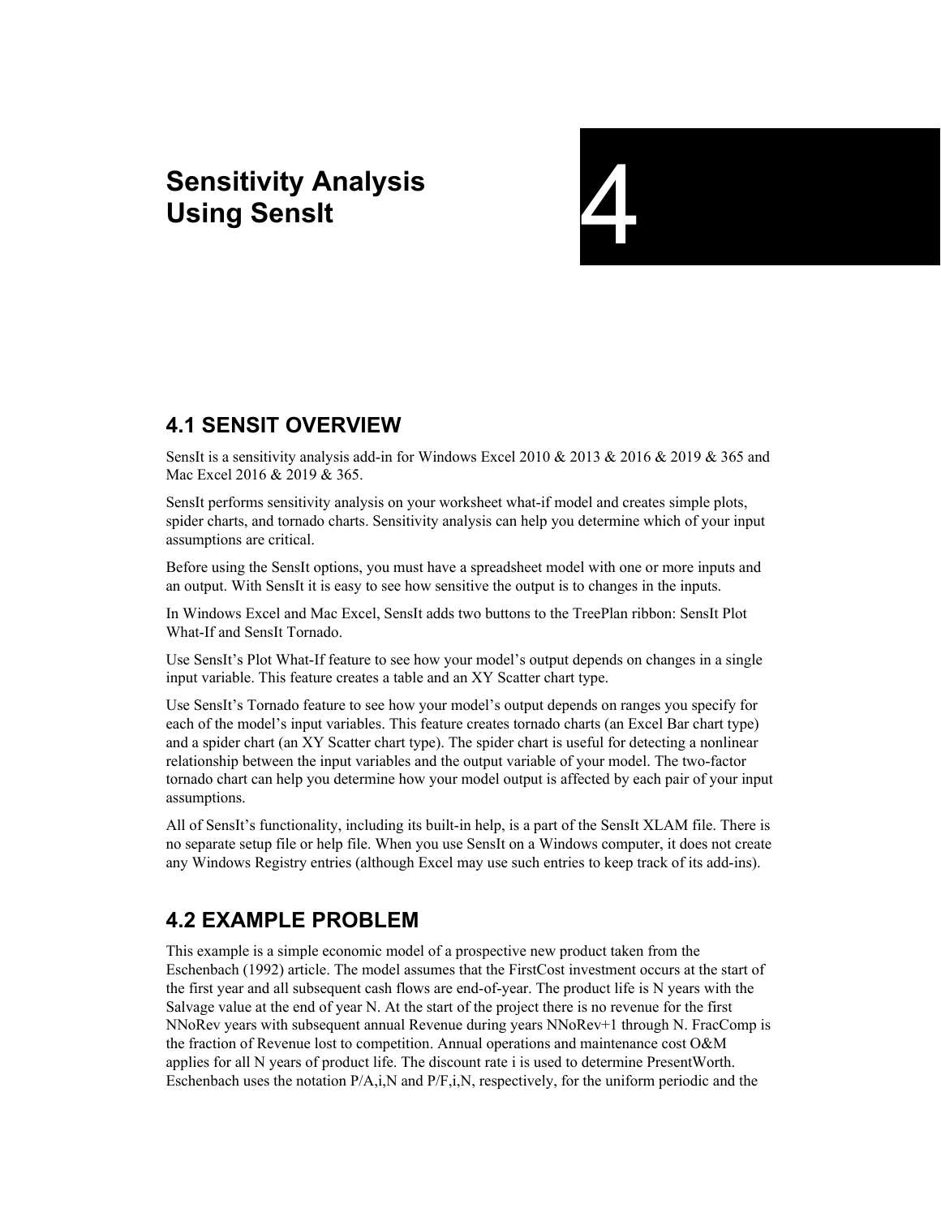# 4 Sensitivity Analysis Using SensIt

## 4.1 SENSIT OVERVIEW

SensIt is a sensitivity analysis add-in for Windows Excel 2010 & 2013 & 2016 & 2019 & 365 and Mac Excel 2016 & 2019 & 365.

SensIt performs sensitivity analysis on your worksheet what-if model and creates simple plots, spider charts, and tornado charts. Sensitivity analysis can help you determine which of your input assumptions are critical.

Before using the SensIt options, you must have a spreadsheet model with one or more inputs and an output. With SensIt it is easy to see how sensitive the output is to changes in the inputs.

In Windows Excel and Mac Excel, SensIt adds two buttons to the TreePlan ribbon: SensIt Plot What-If and SensIt Tornado.

Use SensIt's Plot What-If feature to see how your model's output depends on changes in a single input variable. This feature creates a table and an XY Scatter chart type.

Use SensIt's Tornado feature to see how your model's output depends on ranges you specify for each of the model's input variables. This feature creates tornado charts (an Excel Bar chart type) and a spider chart (an XY Scatter chart type). The spider chart is useful for detecting a nonlinear relationship between the input variables and the output variable of your model. The two-factor tornado chart can help you determine how your model output is affected by each pair of your input assumptions.

All of SensIt's functionality, including its built-in help, is a part of the SensIt XLAM file. There is no separate setup file or help file. When you use SensIt on a Windows computer, it does not create any Windows Registry entries (although Excel may use such entries to keep track of its add-ins).

## 4.2 EXAMPLE PROBLEM

This example is a simple economic model of a prospective new product taken from the Eschenbach (1992) article. The model assumes that the FirstCost investment occurs at the start of the first year and all subsequent cash flows are end-of-year. The product life is N years with the Salvage value at the end of year N. At the start of the project there is no revenue for the first NNoRev years with subsequent annual Revenue during years NNoRev+1 through N. FracComp is the fraction of Revenue lost to competition. Annual operations and maintenance cost O&M applies for all N years of product life. The discount rate i is used to determine PresentWorth. Eschenbach uses the notation P/A,i,N and P/F,i,N, respectively, for the uniform periodic and the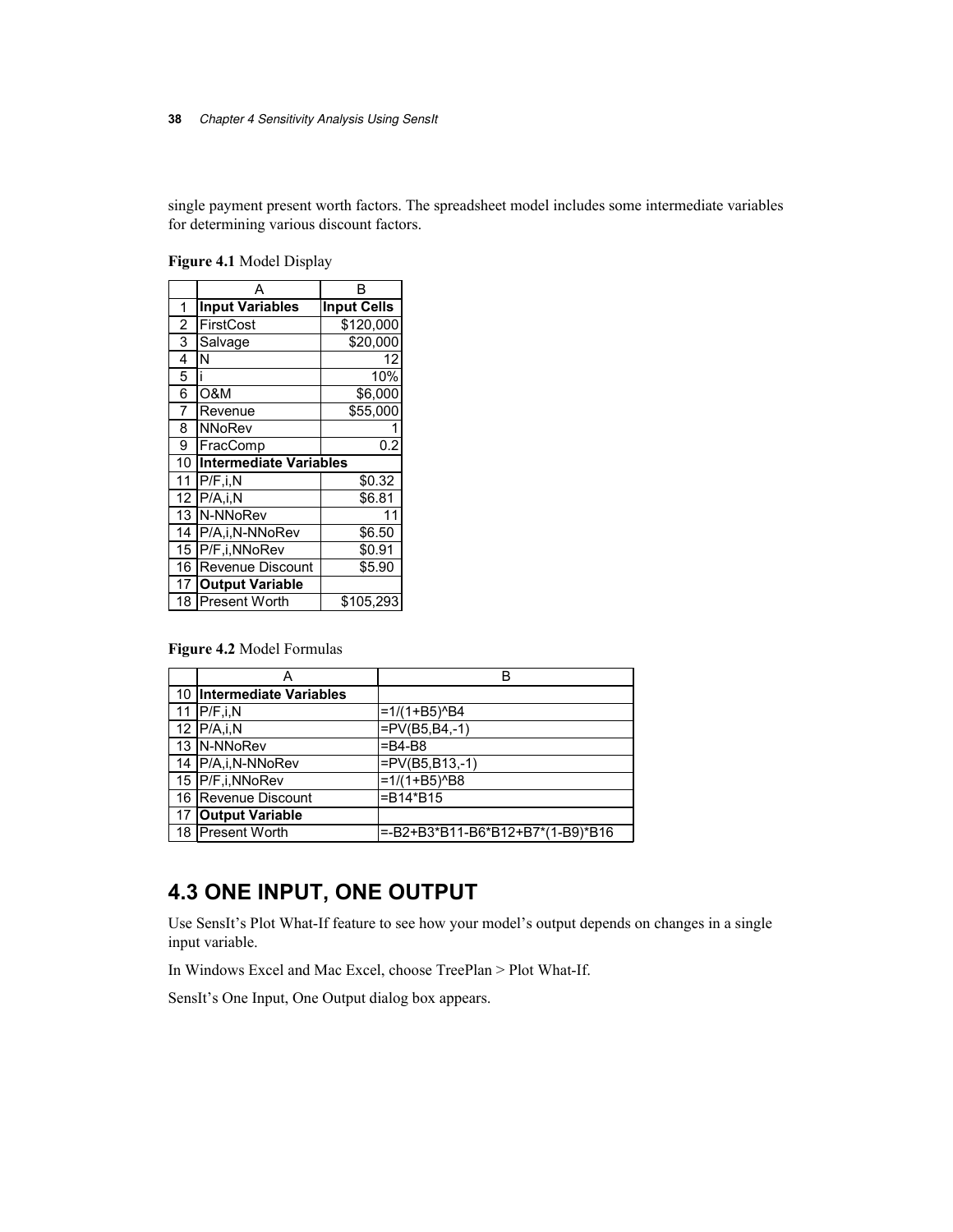single payment present worth factors. The spreadsheet model includes some intermediate variables for determining various discount factors.

**Figure 4.1** Model Display

| | A | B |
|---|---|---|
| 1 | **Input Variables** | **Input Cells** |
| 2 | FirstCost | $120,000 |
| 3 | Salvage | $20,000 |
| 4 | N | 12 |
| 5 | i | 10% |
| 6 | O&M | $6,000 |
| 7 | Revenue | $55,000 |
| 8 | NNoRev | 1 |
| 9 | FracComp | 0.2 |
| 10 | **Intermediate Variables** | |
| 11 | P/F,i,N | $0.32 |
| 12 | P/A,i,N | $6.81 |
| 13 | N-NNoRev | 11 |
| 14 | P/A,i,N-NNoRev | $6.50 |
| 15 | P/F,i,NNoRev | $0.91 |
| 16 | Revenue Discount | $5.90 |
| 17 | **Output Variable** | |
| 18 | Present Worth | $105,293 |

**Figure 4.2** Model Formulas

| | A | B |
|---|---|---|
| 10 | **Intermediate Variables** | |
| 11 | P/F,i,N | =1/(1+B5)^B4 |
| 12 | P/A,i,N | =PV(B5,B4,-1) |
| 13 | N-NNoRev | =B4-B8 |
| 14 | P/A,i,N-NNoRev | =PV(B5,B13,-1) |
| 15 | P/F,i,NNoRev | =1/(1+B5)^B8 |
| 16 | Revenue Discount | =B14*B15 |
| 17 | **Output Variable** | |
| 18 | Present Worth | =-B2+B3*B11-B6*B12+B7*(1-B9)*B16 |

## 4.3 ONE INPUT, ONE OUTPUT

Use SensIt's Plot What-If feature to see how your model's output depends on changes in a single input variable.

In Windows Excel and Mac Excel, choose TreePlan > Plot What-If.

SensIt's One Input, One Output dialog box appears.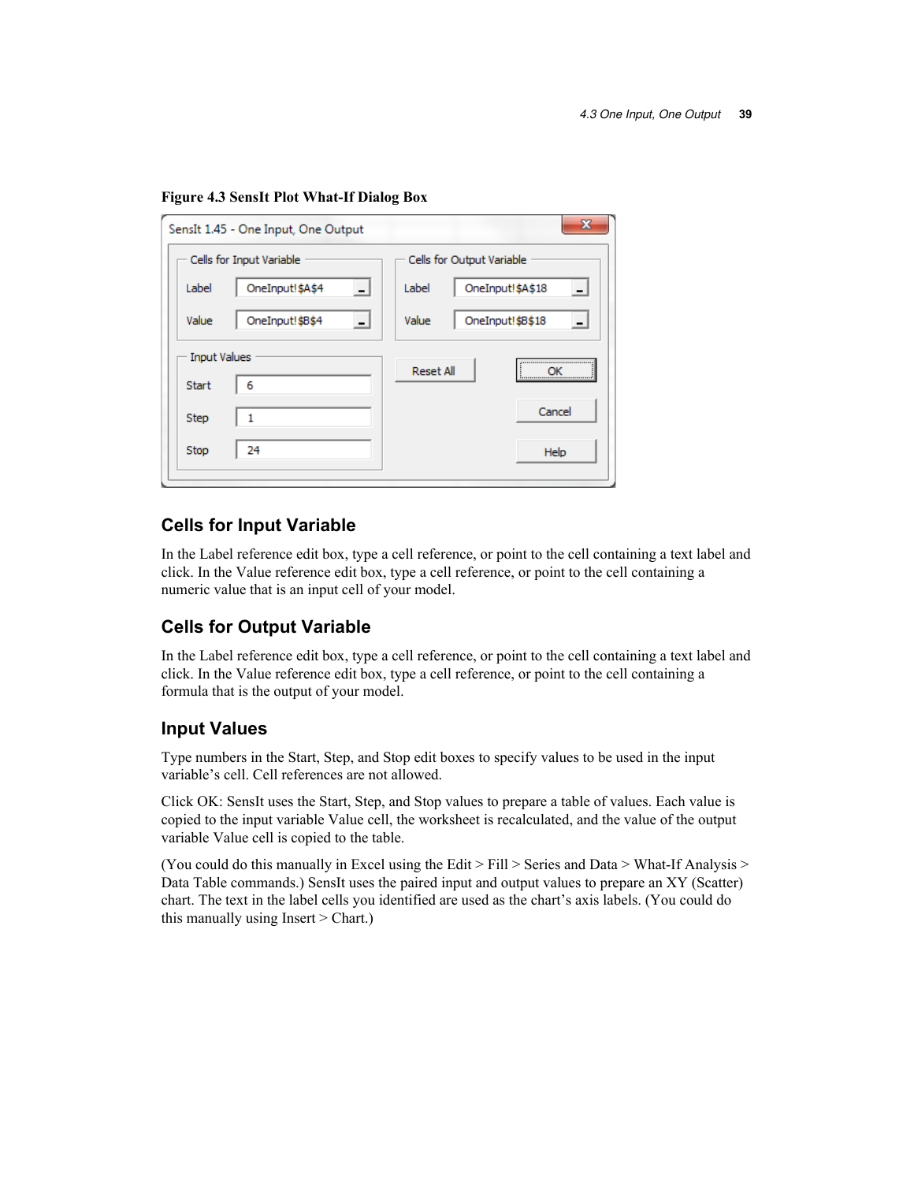**Figure 4.3 SensIt Plot What-If Dialog Box**

## Cells for Input Variable

In the Label reference edit box, type a cell reference, or point to the cell containing a text label and click. In the Value reference edit box, type a cell reference, or point to the cell containing a numeric value that is an input cell of your model.

## Cells for Output Variable

In the Label reference edit box, type a cell reference, or point to the cell containing a text label and click. In the Value reference edit box, type a cell reference, or point to the cell containing a formula that is the output of your model.

## Input Values

Type numbers in the Start, Step, and Stop edit boxes to specify values to be used in the input variable's cell. Cell references are not allowed.

Click OK: SensIt uses the Start, Step, and Stop values to prepare a table of values. Each value is copied to the input variable Value cell, the worksheet is recalculated, and the value of the output variable Value cell is copied to the table.

(You could do this manually in Excel using the Edit > Fill > Series and Data > What-If Analysis > Data Table commands.) SensIt uses the paired input and output values to prepare an XY (Scatter) chart. The text in the label cells you identified are used as the chart's axis labels. (You could do this manually using Insert > Chart.)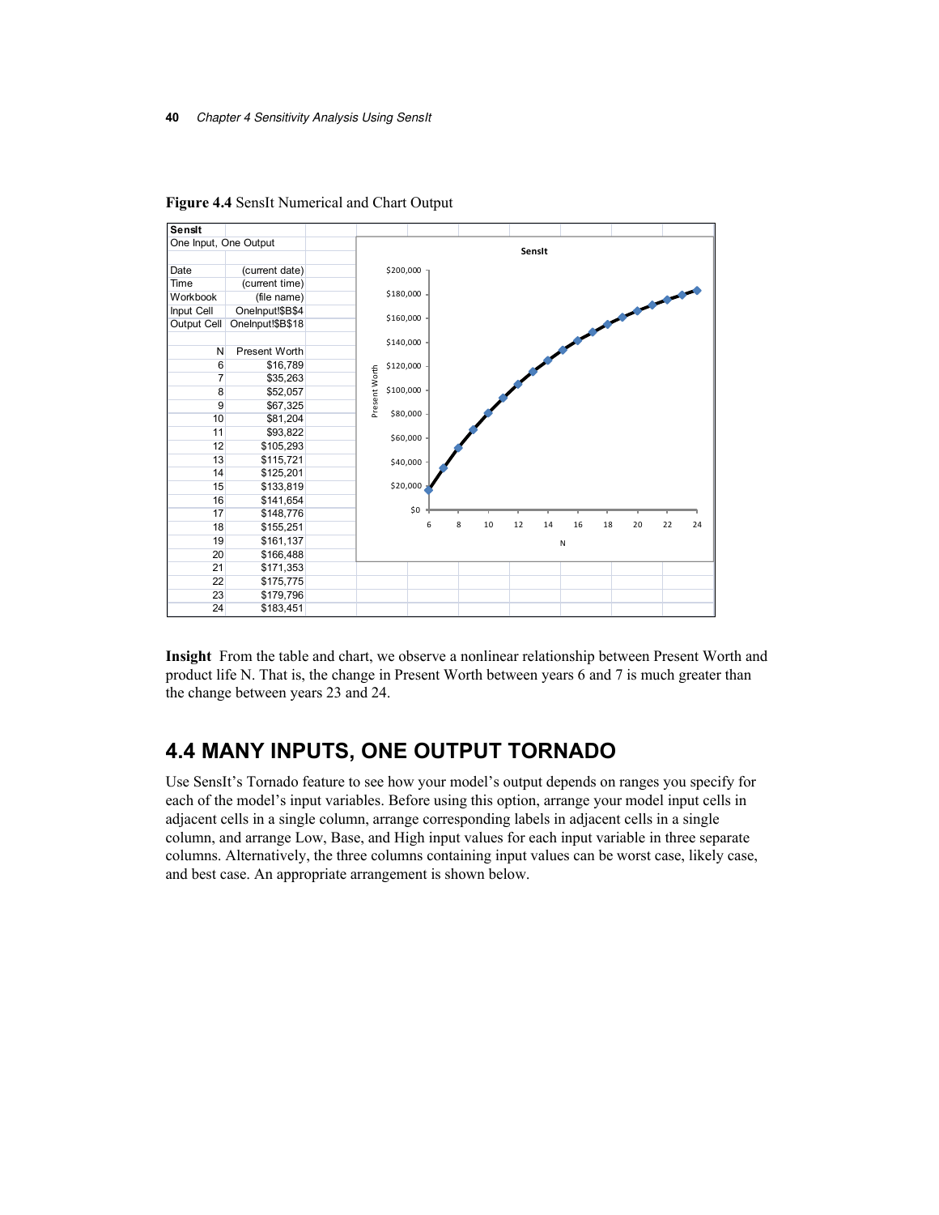**Figure 4.4** SensIt Numerical and Chart Output

| SensIt | |
|---|---|
| One Input, One Output | |
| | |
| Date | (current date) |
| Time | (current time) |
| Workbook | (file name) |
| Input Cell | OneInput!$B$4 |
| Output Cell | OneInput!$B$18 |
| | |
| N | Present Worth |
| 6 | $16,789 |
| 7 | $35,263 |
| 8 | $52,057 |
| 9 | $67,325 |
| 10 | $81,204 |
| 11 | $93,822 |
| 12 | $105,293 |
| 13 | $115,721 |
| 14 | $125,201 |
| 15 | $133,819 |
| 16 | $141,654 |
| 17 | $148,776 |
| 18 | $155,251 |
| 19 | $161,137 |
| 20 | $166,488 |
| 21 | $171,353 |
| 22 | $175,775 |
| 23 | $179,796 |
| 24 | $183,451 |

**Insight** From the table and chart, we observe a nonlinear relationship between Present Worth and product life N. That is, the change in Present Worth between years 6 and 7 is much greater than the change between years 23 and 24.

## 4.4 MANY INPUTS, ONE OUTPUT TORNADO

Use SensIt's Tornado feature to see how your model's output depends on ranges you specify for each of the model's input variables. Before using this option, arrange your model input cells in adjacent cells in a single column, arrange corresponding labels in adjacent cells in a single column, and arrange Low, Base, and High input values for each input variable in three separate columns. Alternatively, the three columns containing input values can be worst case, likely case, and best case. An appropriate arrangement is shown below.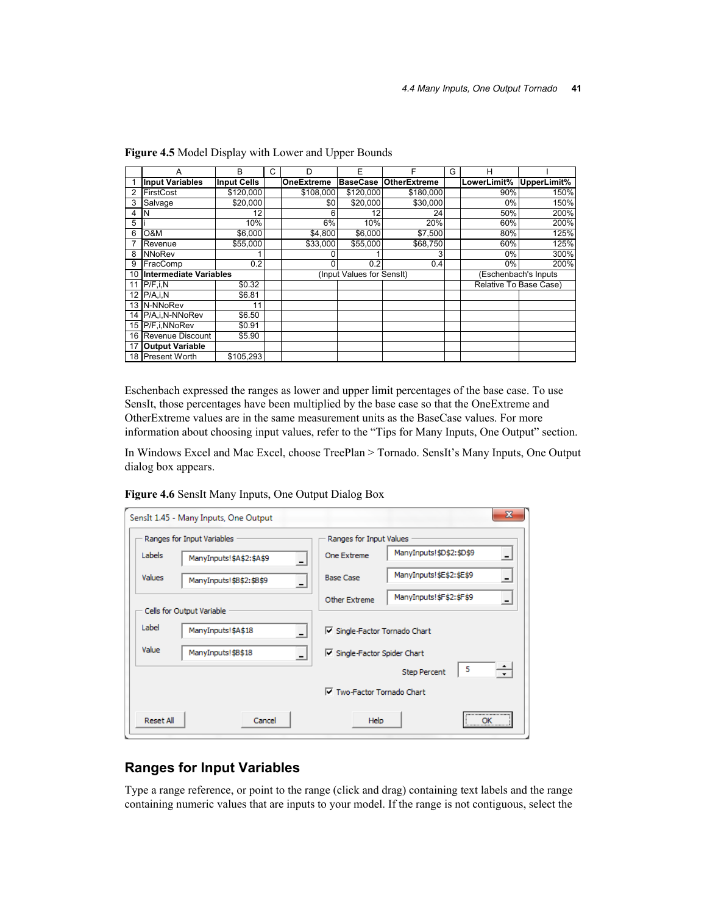**Figure 4.5** Model Display with Lower and Upper Bounds

| | A | B | C | D | E | F | G | H | I |
|---|---|---|---|---|---|---|---|---|---|
| 1 | **Input Variables** | **Input Cells** | | **OneExtreme** | **BaseCase** | **OtherExtreme** | | **LowerLimit%** | **UpperLimit%** |
| 2 | FirstCost | $120,000 | | $108,000 | $120,000 | $180,000 | | 90% | 150% |
| 3 | Salvage | $20,000 | | $0 | $20,000 | $30,000 | | 0% | 150% |
| 4 | N | 12 | | 6 | 12 | 24 | | 50% | 200% |
| 5 | i | 10% | | 6% | 10% | 20% | | 60% | 200% |
| 6 | O&M | $6,000 | | $4,800 | $6,000 | $7,500 | | 80% | 125% |
| 7 | Revenue | $55,000 | | $33,000 | $55,000 | $68,750 | | 60% | 125% |
| 8 | NNoRev | 1 | | 0 | 1 | 3 | | 0% | 300% |
| 9 | FracComp | 0.2 | | 0 | 0.2 | 0.4 | | 0% | 200% |
| 10 | **Intermediate Variables** | | | (Input Values for SensIt) | | | | (Eschenbach's Inputs | |
| 11 | P/F,i,N | $0.32 | | | | | | Relative To Base Case) | |
| 12 | P/A,i,N | $6.81 | | | | | | | |
| 13 | N-NNoRev | 11 | | | | | | | |
| 14 | P/A,i,N-NNoRev | $6.50 | | | | | | | |
| 15 | P/F,i,NNoRev | $0.91 | | | | | | | |
| 16 | Revenue Discount | $5.90 | | | | | | | |
| 17 | **Output Variable** | | | | | | | | |
| 18 | Present Worth | $105,293 | | | | | | | |

Eschenbach expressed the ranges as lower and upper limit percentages of the base case. To use SensIt, those percentages have been multiplied by the base case so that the OneExtreme and OtherExtreme values are in the same measurement units as the BaseCase values. For more information about choosing input values, refer to the "Tips for Many Inputs, One Output" section.

In Windows Excel and Mac Excel, choose TreePlan > Tornado. SensIt's Many Inputs, One Output dialog box appears.

**Figure 4.6** SensIt Many Inputs, One Output Dialog Box

SensIt 1.45 - Many Inputs, One Output

Ranges for Input Variables
- Labels: ManyInputs!$A$2:$A$9
- Values: ManyInputs!$B$2:$B$9

Ranges for Input Values
- One Extreme: ManyInputs!$D$2:$D$9
- Base Case: ManyInputs!$E$2:$E$9
- Other Extreme: ManyInputs!$F$2:$F$9

Cells for Output Variable
- Label: ManyInputs!$A$18
- Value: ManyInputs!$B$18

☑ Single-Factor Tornado Chart

☑ Single-Factor Spider Chart

Step Percent: 5

☑ Two-Factor Tornado Chart

Reset All | Cancel | Help | OK

## Ranges for Input Variables

Type a range reference, or point to the range (click and drag) containing text labels and the range containing numeric values that are inputs to your model. If the range is not contiguous, select the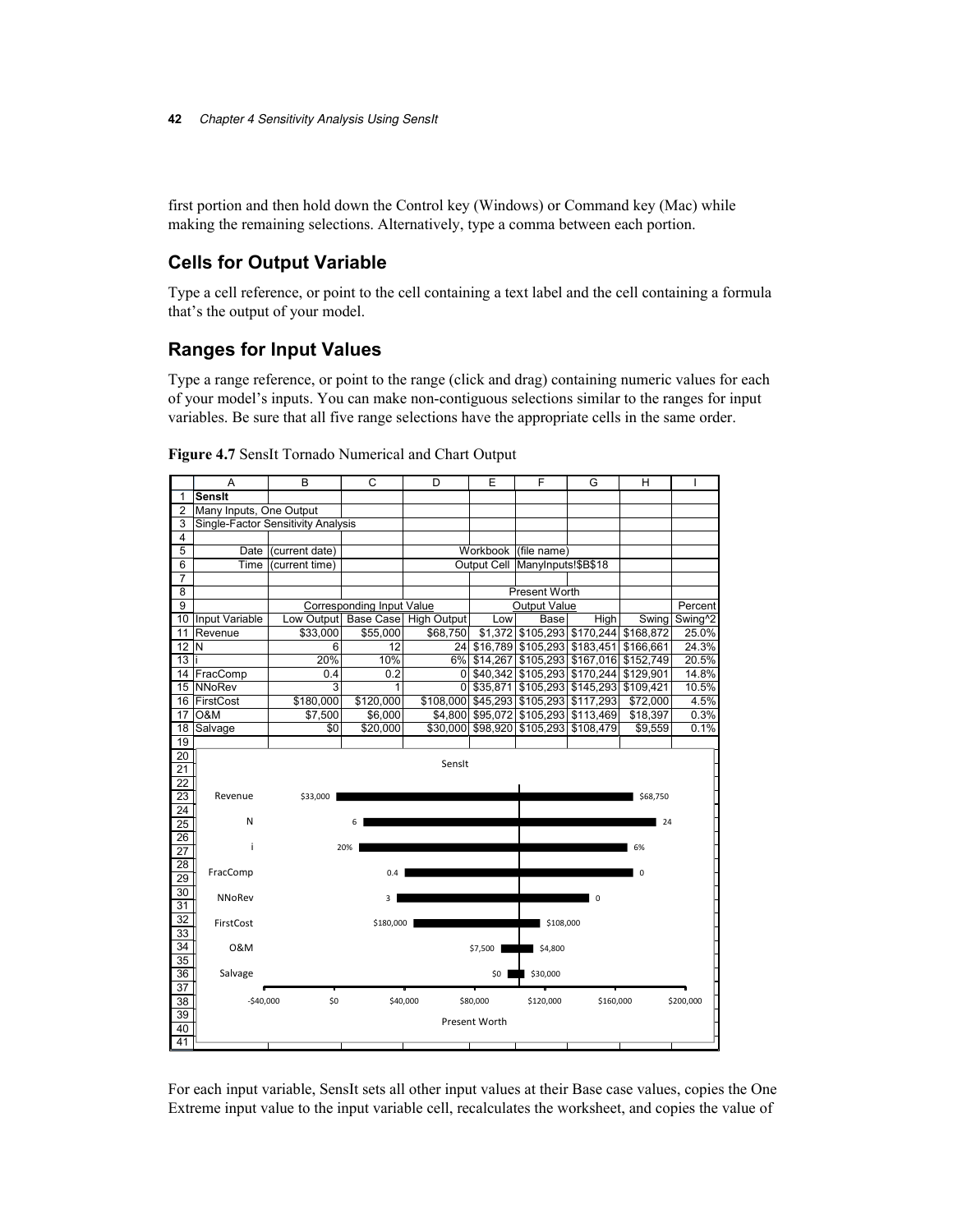first portion and then hold down the Control key (Windows) or Command key (Mac) while making the remaining selections. Alternatively, type a comma between each portion.

## Cells for Output Variable

Type a cell reference, or point to the cell containing a text label and the cell containing a formula that's the output of your model.

## Ranges for Input Values

Type a range reference, or point to the range (click and drag) containing numeric values for each of your model's inputs. You can make non-contiguous selections similar to the ranges for input variables. Be sure that all five range selections have the appropriate cells in the same order.

**Figure 4.7** SensIt Tornado Numerical and Chart Output

| | A | B | C | D | E | F | G | H | I |
|---|---|---|---|---|---|---|---|---|---|
| 1 | **SensIt** | | | | | | | | |
| 2 | Many Inputs, One Output | | | | | | | | |
| 3 | Single-Factor Sensitivity Analysis | | | | | | | | |
| 4 | | | | | | | | | |
| 5 | Date | (current date) | | | Workbook | (file name) | | | |
| 6 | Time | (current time) | | | Output Cell | ManyInputs!$B$18 | | | |
| 7 | | | | | | | | | |
| 8 | | | | | | Present Worth | | | |
| 9 | | Corresponding Input Value | | | Output Value | | | | Percent |
| 10 | Input Variable | Low Output | Base Case | High Output | Low | Base | High | Swing | Swing^2 |
| 11 | Revenue | $33,000 | $55,000 | $68,750 | $1,372 | $105,293 | $170,244 | $168,872 | 25.0% |
| 12 | N | 6 | 12 | 24 | $16,789 | $105,293 | $183,451 | $166,661 | 24.3% |
| 13 | i | 20% | 10% | 6% | $14,267 | $105,293 | $167,016 | $152,749 | 20.5% |
| 14 | FracComp | 0.4 | 0.2 | 0 | $40,342 | $105,293 | $170,244 | $129,901 | 14.8% |
| 15 | NNoRev | 3 | 1 | 0 | $35,871 | $105,293 | $145,293 | $109,421 | 10.5% |
| 16 | FirstCost | $180,000 | $120,000 | $108,000 | $45,293 | $105,293 | $117,293 | $72,000 | 4.5% |
| 17 | O&M | $7,500 | $6,000 | $4,800 | $95,072 | $105,293 | $113,469 | $18,397 | 0.3% |
| 18 | Salvage | $0 | $20,000 | $30,000 | $98,920 | $105,293 | $108,479 | $9,559 | 0.1% |

For each input variable, SensIt sets all other input values at their Base case values, copies the One Extreme input value to the input variable cell, recalculates the worksheet, and copies the value of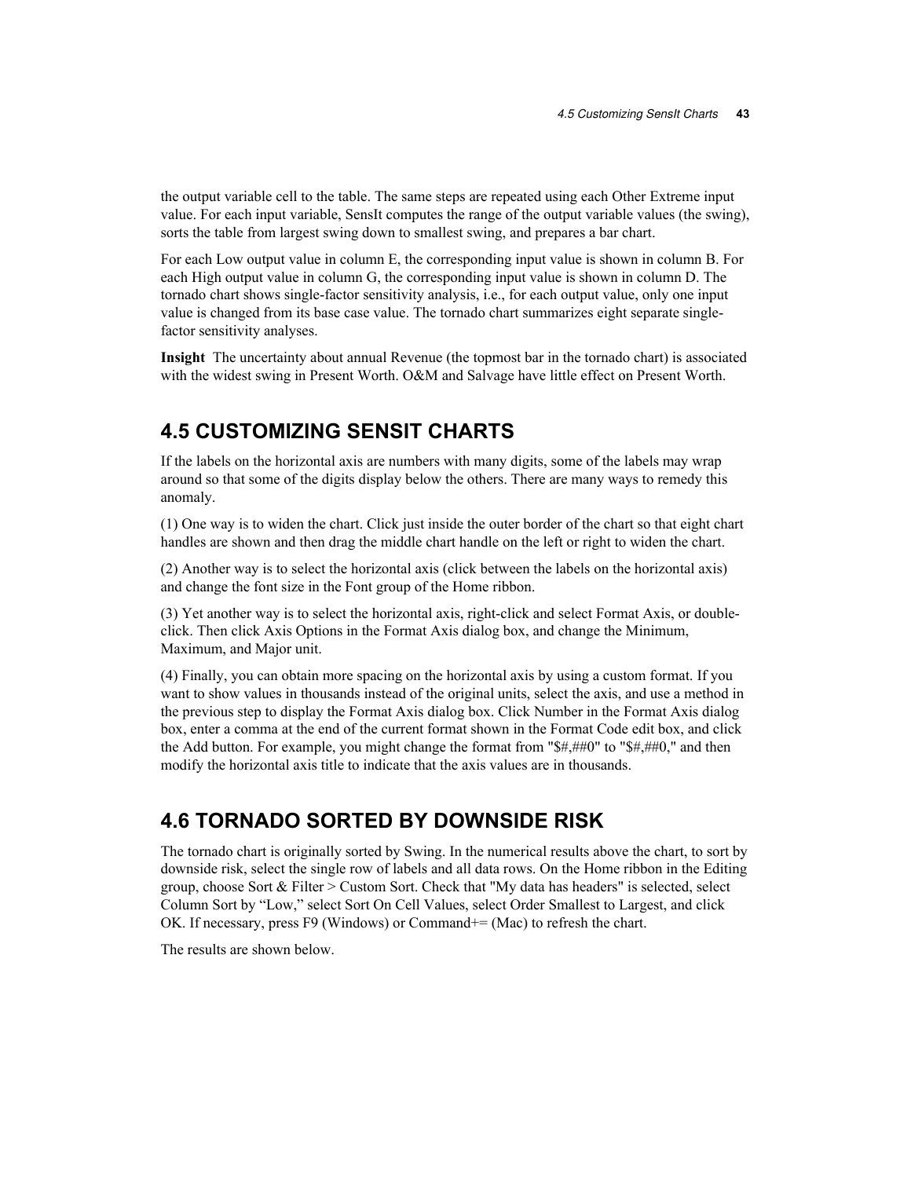the output variable cell to the table. The same steps are repeated using each Other Extreme input value. For each input variable, SensIt computes the range of the output variable values (the swing), sorts the table from largest swing down to smallest swing, and prepares a bar chart.

For each Low output value in column E, the corresponding input value is shown in column B. For each High output value in column G, the corresponding input value is shown in column D. The tornado chart shows single-factor sensitivity analysis, i.e., for each output value, only one input value is changed from its base case value. The tornado chart summarizes eight separate single-factor sensitivity analyses.

**Insight** The uncertainty about annual Revenue (the topmost bar in the tornado chart) is associated with the widest swing in Present Worth. O&M and Salvage have little effect on Present Worth.

## 4.5 CUSTOMIZING SENSIT CHARTS

If the labels on the horizontal axis are numbers with many digits, some of the labels may wrap around so that some of the digits display below the others. There are many ways to remedy this anomaly.

(1) One way is to widen the chart. Click just inside the outer border of the chart so that eight chart handles are shown and then drag the middle chart handle on the left or right to widen the chart.

(2) Another way is to select the horizontal axis (click between the labels on the horizontal axis) and change the font size in the Font group of the Home ribbon.

(3) Yet another way is to select the horizontal axis, right-click and select Format Axis, or double-click. Then click Axis Options in the Format Axis dialog box, and change the Minimum, Maximum, and Major unit.

(4) Finally, you can obtain more spacing on the horizontal axis by using a custom format. If you want to show values in thousands instead of the original units, select the axis, and use a method in the previous step to display the Format Axis dialog box. Click Number in the Format Axis dialog box, enter a comma at the end of the current format shown in the Format Code edit box, and click the Add button. For example, you might change the format from "$#,##0" to "$#,##0," and then modify the horizontal axis title to indicate that the axis values are in thousands.

## 4.6 TORNADO SORTED BY DOWNSIDE RISK

The tornado chart is originally sorted by Swing. In the numerical results above the chart, to sort by downside risk, select the single row of labels and all data rows. On the Home ribbon in the Editing group, choose Sort & Filter > Custom Sort. Check that "My data has headers" is selected, select Column Sort by “Low,” select Sort On Cell Values, select Order Smallest to Largest, and click OK. If necessary, press F9 (Windows) or Command+= (Mac) to refresh the chart.

The results are shown below.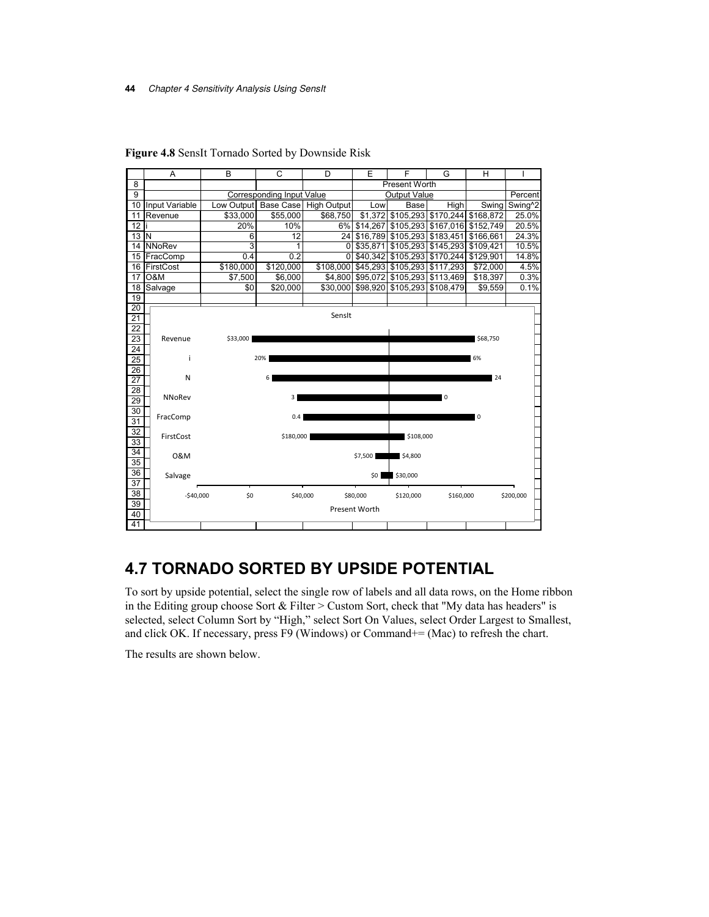**Figure 4.8** SensIt Tornado Sorted by Downside Risk

| | A | B | C | D | E | F | G | H | I |
|---|---|---|---|---|---|---|---|---|---|
| 8 | | | | | | Present Worth | | | |
| 9 | | | Corresponding Input Value | | | Output Value | | | Percent |
| 10 | Input Variable | Low Output | Base Case | High Output | Low | Base | High | Swing | Swing^2 |
| 11 | Revenue | $33,000 | $55,000 | $68,750 | $1,372 | $105,293 | $170,244 | $168,872 | 25.0% |
| 12 | i | 20% | 10% | 6% | $14,267 | $105,293 | $167,016 | $152,749 | 20.5% |
| 13 | N | 6 | 12 | 24 | $16,789 | $105,293 | $183,451 | $166,661 | 24.3% |
| 14 | NNoRev | 3 | 1 | 0 | $35,871 | $105,293 | $145,293 | $109,421 | 10.5% |
| 15 | FracComp | 0.4 | 0.2 | 0 | $40,342 | $105,293 | $170,244 | $129,901 | 14.8% |
| 16 | FirstCost | $180,000 | $120,000 | $108,000 | $45,293 | $105,293 | $117,293 | $72,000 | 4.5% |
| 17 | O&M | $7,500 | $6,000 | $4,800 | $95,072 | $105,293 | $113,469 | $18,397 | 0.3% |
| 18 | Salvage | $0 | $20,000 | $30,000 | $98,920 | $105,293 | $108,479 | $9,559 | 0.1% |

## 4.7 TORNADO SORTED BY UPSIDE POTENTIAL

To sort by upside potential, select the single row of labels and all data rows, on the Home ribbon in the Editing group choose Sort & Filter > Custom Sort, check that "My data has headers" is selected, select Column Sort by "High," select Sort On Values, select Order Largest to Smallest, and click OK. If necessary, press F9 (Windows) or Command+= (Mac) to refresh the chart.

The results are shown below.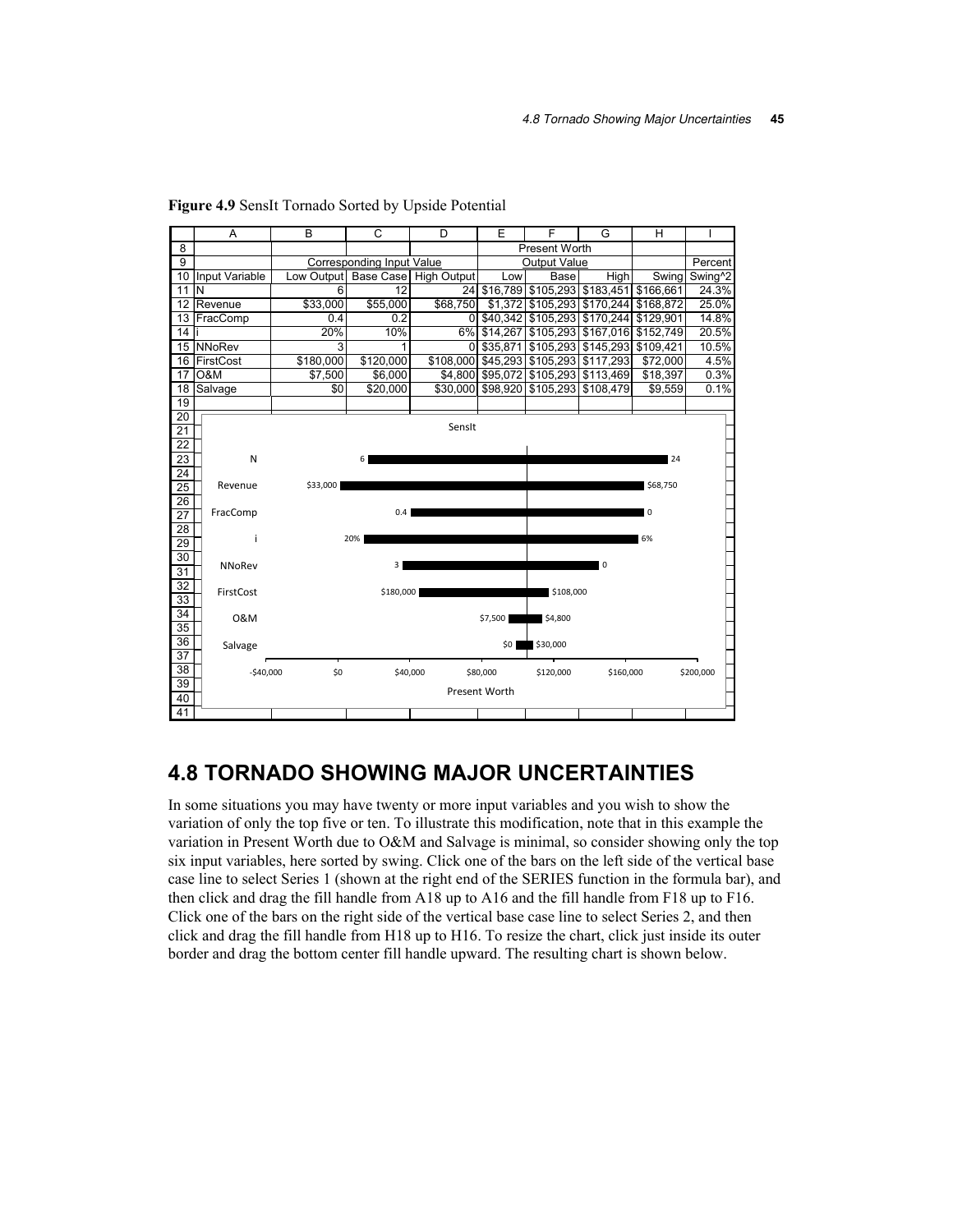**Figure 4.9** SensIt Tornado Sorted by Upside Potential

| | A | B | C | D | E | F | G | H | I |
|---|---|---|---|---|---|---|---|---|---|
| 8 | | | | | Present Worth | | | | |
| 9 | | Corresponding Input Value | | | Output Value | | | | Percent |
| 10 | Input Variable | Low Output | Base Case | High Output | Low | Base | High | Swing | Swing^2 |
| 11 | N | 6 | 12 | 24 | $16,789 | $105,293 | $183,451 | $166,661 | 24.3% |
| 12 | Revenue | $33,000 | $55,000 | $68,750 | $1,372 | $105,293 | $170,244 | $168,872 | 25.0% |
| 13 | FracComp | 0.4 | 0.2 | 0 | $40,342 | $105,293 | $170,244 | $129,901 | 14.8% |
| 14 | i | 20% | 10% | 6% | $14,267 | $105,293 | $167,016 | $152,749 | 20.5% |
| 15 | NNoRev | 3 | 1 | 0 | $35,871 | $105,293 | $145,293 | $109,421 | 10.5% |
| 16 | FirstCost | $180,000 | $120,000 | $108,000 | $45,293 | $105,293 | $117,293 | $72,000 | 4.5% |
| 17 | O&M | $7,500 | $6,000 | $4,800 | $95,072 | $105,293 | $113,469 | $18,397 | 0.3% |
| 18 | Salvage | $0 | $20,000 | $30,000 | $98,920 | $105,293 | $108,479 | $9,559 | 0.1% |

## 4.8 TORNADO SHOWING MAJOR UNCERTAINTIES

In some situations you may have twenty or more input variables and you wish to show the variation of only the top five or ten. To illustrate this modification, note that in this example the variation in Present Worth due to O&M and Salvage is minimal, so consider showing only the top six input variables, here sorted by swing. Click one of the bars on the left side of the vertical base case line to select Series 1 (shown at the right end of the SERIES function in the formula bar), and then click and drag the fill handle from A18 up to A16 and the fill handle from F18 up to F16. Click one of the bars on the right side of the vertical base case line to select Series 2, and then click and drag the fill handle from H18 up to H16. To resize the chart, click just inside its outer border and drag the bottom center fill handle upward. The resulting chart is shown below.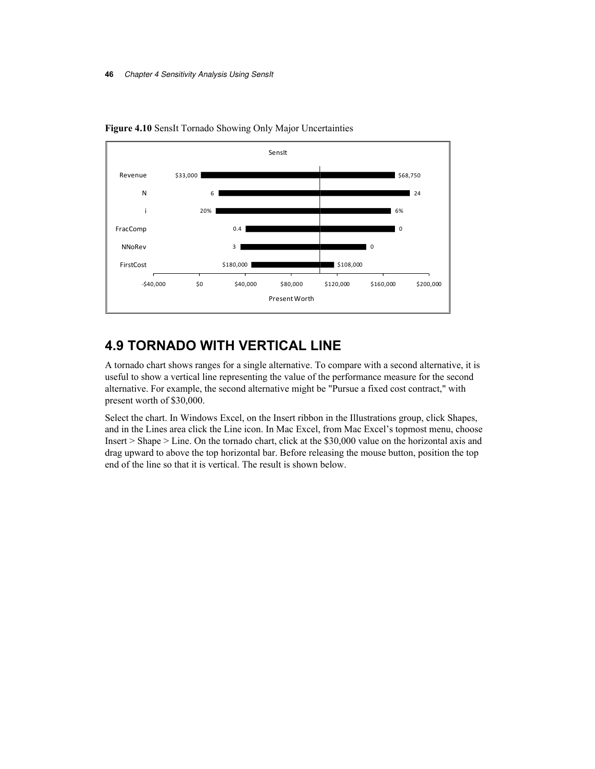**Figure 4.10** SensIt Tornado Showing Only Major Uncertainties

## 4.9 TORNADO WITH VERTICAL LINE

A tornado chart shows ranges for a single alternative. To compare with a second alternative, it is useful to show a vertical line representing the value of the performance measure for the second alternative. For example, the second alternative might be "Pursue a fixed cost contract," with present worth of $30,000.

Select the chart. In Windows Excel, on the Insert ribbon in the Illustrations group, click Shapes, and in the Lines area click the Line icon. In Mac Excel, from Mac Excel's topmost menu, choose Insert > Shape > Line. On the tornado chart, click at the $30,000 value on the horizontal axis and drag upward to above the top horizontal bar. Before releasing the mouse button, position the top end of the line so that it is vertical. The result is shown below.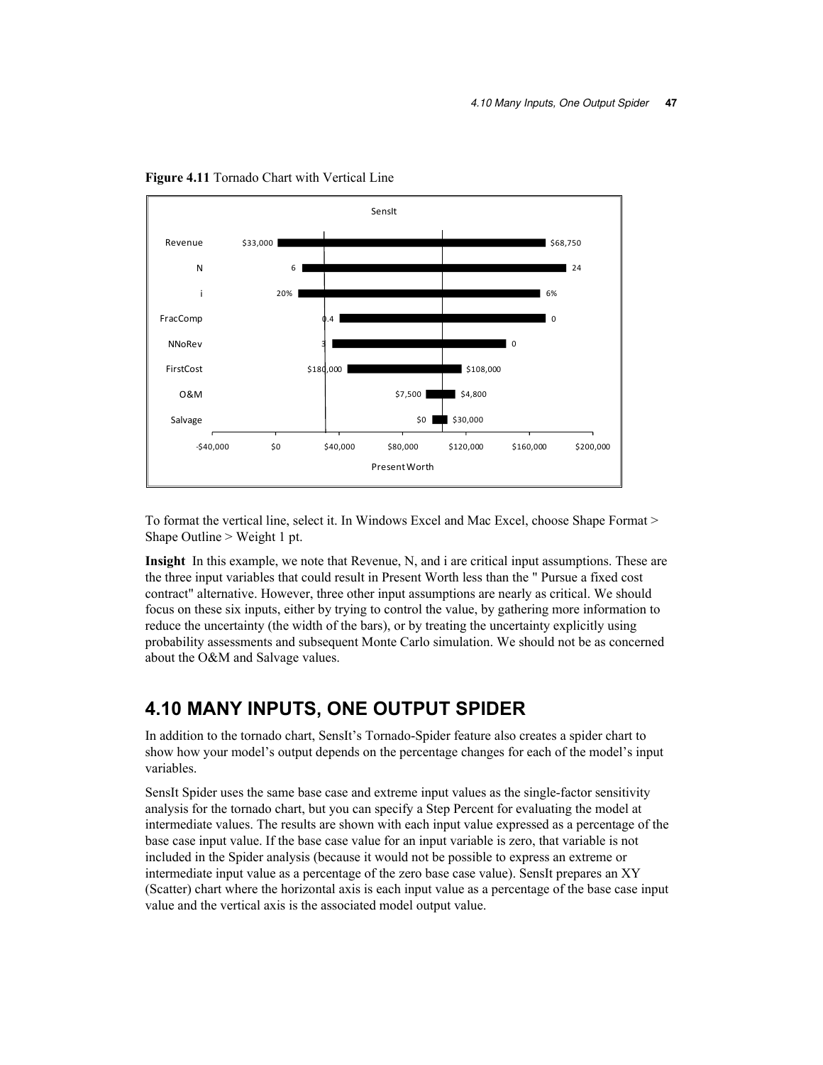**Figure 4.11** Tornado Chart with Vertical Line

To format the vertical line, select it. In Windows Excel and Mac Excel, choose Shape Format > Shape Outline > Weight 1 pt.

**Insight** In this example, we note that Revenue, N, and i are critical input assumptions. These are the three input variables that could result in Present Worth less than the " Pursue a fixed cost contract" alternative. However, three other input assumptions are nearly as critical. We should focus on these six inputs, either by trying to control the value, by gathering more information to reduce the uncertainty (the width of the bars), or by treating the uncertainty explicitly using probability assessments and subsequent Monte Carlo simulation. We should not be as concerned about the O&M and Salvage values.

## 4.10 MANY INPUTS, ONE OUTPUT SPIDER

In addition to the tornado chart, SensIt's Tornado-Spider feature also creates a spider chart to show how your model's output depends on the percentage changes for each of the model's input variables.

SensIt Spider uses the same base case and extreme input values as the single-factor sensitivity analysis for the tornado chart, but you can specify a Step Percent for evaluating the model at intermediate values. The results are shown with each input value expressed as a percentage of the base case input value. If the base case value for an input variable is zero, that variable is not included in the Spider analysis (because it would not be possible to express an extreme or intermediate input value as a percentage of the zero base case value). SensIt prepares an XY (Scatter) chart where the horizontal axis is each input value as a percentage of the base case input value and the vertical axis is the associated model output value.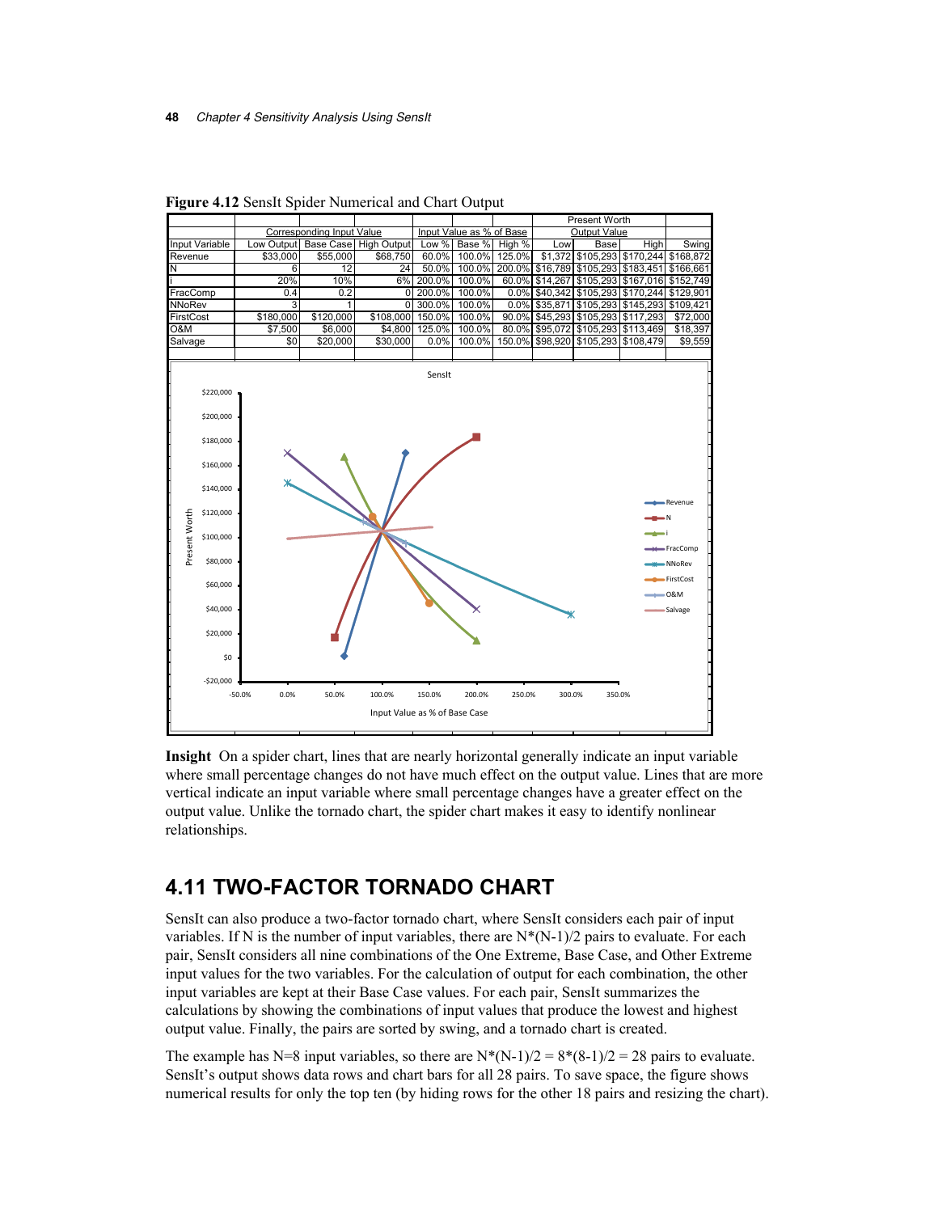**Figure 4.12** SensIt Spider Numerical and Chart Output

| | Corresponding Input Value | | | Input Value as % of Base | | | Present Worth Output Value | | | |
|---|---|---|---|---|---|---|---|---|---|---|
| Input Variable | Low Output | Base Case | High Output | Low % | Base % | High % | Low | Base | High | Swing |
| Revenue | $33,000 | $55,000 | $68,750 | 60.0% | 100.0% | 125.0% | $1,372 | $105,293 | $170,244 | $168,872 |
| N | 6 | 12 | 24 | 50.0% | 100.0% | 200.0% | $16,789 | $105,293 | $183,451 | $166,661 |
| i | 20% | 10% | 6% | 200.0% | 100.0% | 60.0% | $14,267 | $105,293 | $167,016 | $152,749 |
| FracComp | 0.4 | 0.2 | 0 | 200.0% | 100.0% | 0.0% | $40,342 | $105,293 | $170,244 | $129,901 |
| NNoRev | 3 | 1 | 0 | 300.0% | 100.0% | 0.0% | $35,871 | $105,293 | $145,293 | $109,421 |
| FirstCost | $180,000 | $120,000 | $108,000 | 150.0% | 100.0% | 90.0% | $45,293 | $105,293 | $117,293 | $72,000 |
| O&M | $7,500 | $6,000 | $4,800 | 125.0% | 100.0% | 80.0% | $95,072 | $105,293 | $113,469 | $18,397 |
| Salvage | $0 | $20,000 | $30,000 | 0.0% | 100.0% | 150.0% | $98,920 | $105,293 | $108,479 | $9,559 |

**Insight** On a spider chart, lines that are nearly horizontal generally indicate an input variable where small percentage changes do not have much effect on the output value. Lines that are more vertical indicate an input variable where small percentage changes have a greater effect on the output value. Unlike the tornado chart, the spider chart makes it easy to identify nonlinear relationships.

## 4.11 TWO-FACTOR TORNADO CHART

SensIt can also produce a two-factor tornado chart, where SensIt considers each pair of input variables. If N is the number of input variables, there are N\*(N-1)/2 pairs to evaluate. For each pair, SensIt considers all nine combinations of the One Extreme, Base Case, and Other Extreme input values for the two variables. For the calculation of output for each combination, the other input variables are kept at their Base Case values. For each pair, SensIt summarizes the calculations by showing the combinations of input values that produce the lowest and highest output value. Finally, the pairs are sorted by swing, and a tornado chart is created.

The example has N=8 input variables, so there are N\*(N-1)/2 = 8\*(8-1)/2 = 28 pairs to evaluate. SensIt's output shows data rows and chart bars for all 28 pairs. To save space, the figure shows numerical results for only the top ten (by hiding rows for the other 18 pairs and resizing the chart).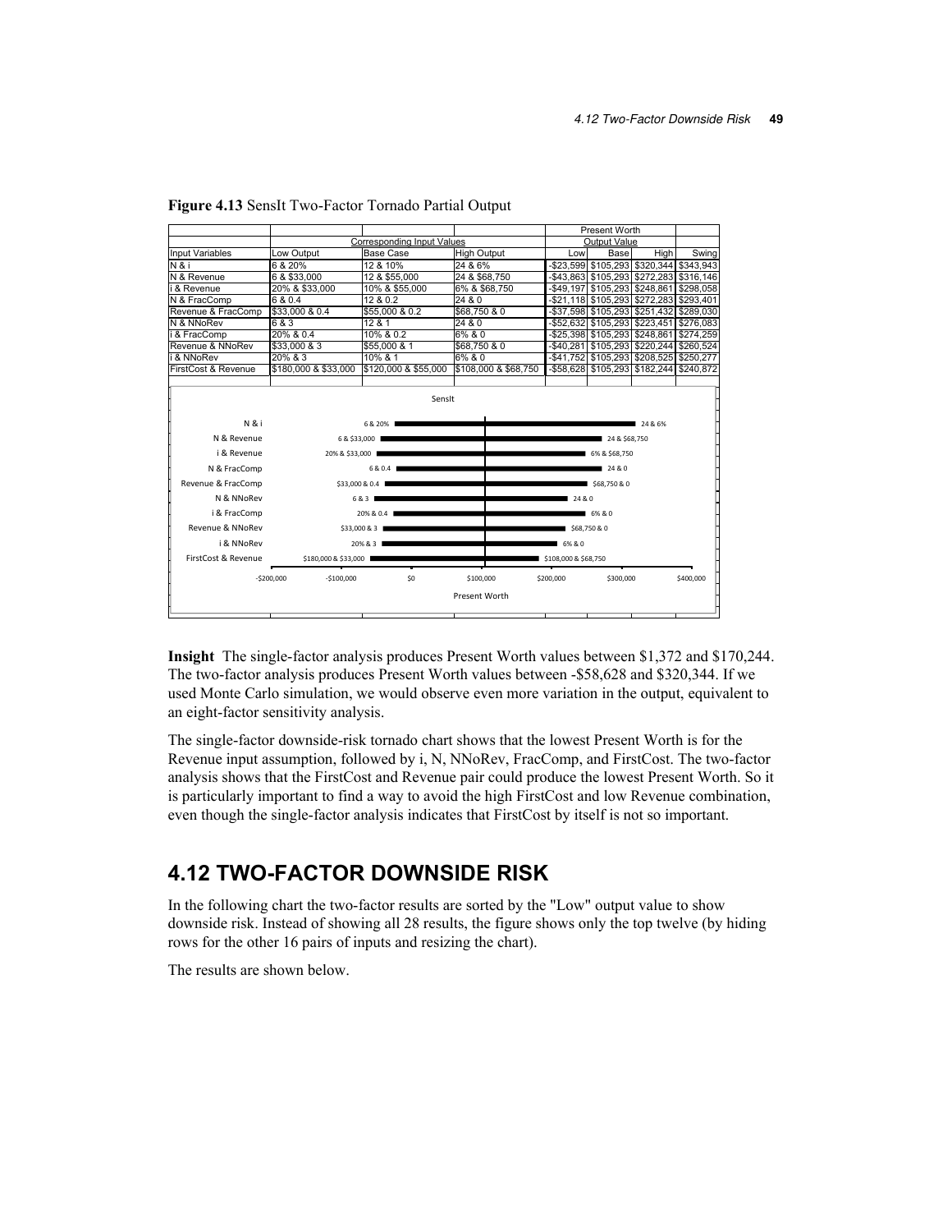**Figure 4.13** SensIt Two-Factor Tornado Partial Output

| | | | | Present Worth | | | |
|---|---|---|---|---|---|---|---|
| | Corresponding Input Values | | | Output Value | | | |
| Input Variables | Low Output | Base Case | High Output | Low | Base | High | Swing |
| N & i | 6 & 20% | 12 & 10% | 24 & 6% | -$23,599 | $105,293 | $320,344 | $343,943 |
| N & Revenue | 6 & $33,000 | 12 & $55,000 | 24 & $68,750 | -$43,863 | $105,293 | $272,283 | $316,146 |
| i & Revenue | 20% & $33,000 | 10% & $55,000 | 6% & $68,750 | -$49,197 | $105,293 | $248,861 | $298,058 |
| N & FracComp | 6 & 0.4 | 12 & 0.2 | 24 & 0 | -$21,118 | $105,293 | $272,283 | $293,401 |
| Revenue & FracComp | $33,000 & 0.4 | $55,000 & 0.2 | $68,750 & 0 | -$37,598 | $105,293 | $251,432 | $289,030 |
| N & NNoRev | 6 & 3 | 12 & 1 | 24 & 0 | -$52,632 | $105,293 | $223,451 | $276,083 |
| i & FracComp | 20% & 0.4 | 10% & 0.2 | 6% & 0 | -$25,398 | $105,293 | $248,861 | $274,259 |
| Revenue & NNoRev | $33,000 & 3 | $55,000 & 1 | $68,750 & 0 | -$40,281 | $105,293 | $220,244 | $260,524 |
| i & NNoRev | 20% & 3 | 10% & 1 | 6% & 0 | -$41,752 | $105,293 | $208,525 | $250,277 |
| FirstCost & Revenue | $180,000 & $33,000 | $120,000 & $55,000 | $108,000 & $68,750 | -$58,628 | $105,293 | $182,244 | $240,872 |

**Insight** The single-factor analysis produces Present Worth values between $1,372 and $170,244. The two-factor analysis produces Present Worth values between -$58,628 and $320,344. If we used Monte Carlo simulation, we would observe even more variation in the output, equivalent to an eight-factor sensitivity analysis.

The single-factor downside-risk tornado chart shows that the lowest Present Worth is for the Revenue input assumption, followed by i, N, NNoRev, FracComp, and FirstCost. The two-factor analysis shows that the FirstCost and Revenue pair could produce the lowest Present Worth. So it is particularly important to find a way to avoid the high FirstCost and low Revenue combination, even though the single-factor analysis indicates that FirstCost by itself is not so important.

## 4.12 TWO-FACTOR DOWNSIDE RISK

In the following chart the two-factor results are sorted by the "Low" output value to show downside risk. Instead of showing all 28 results, the figure shows only the top twelve (by hiding rows for the other 16 pairs of inputs and resizing the chart).

The results are shown below.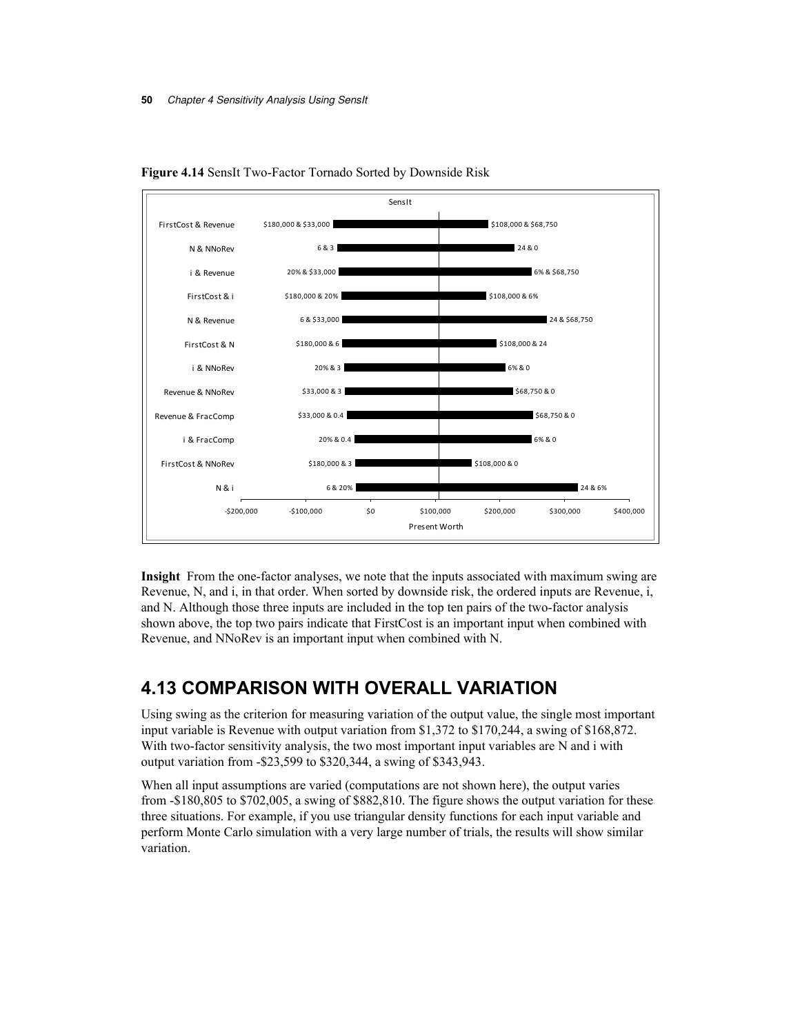**Figure 4.14** SensIt Two-Factor Tornado Sorted by Downside Risk

SensIt

| Input Pair | Low End | High End |
|---|---|---|
| FirstCost & Revenue | $180,000 & $33,000 | $108,000 & $68,750 |
| N & NNoRev | 6 & 3 | 24 & 0 |
| i & Revenue | 20% & $33,000 | 6% & $68,750 |
| FirstCost & i | $180,000 & 20% | $108,000 & 6% |
| N & Revenue | 6 & $33,000 | 24 & $68,750 |
| FirstCost & N | $180,000 & 6 | $108,000 & 24 |
| i & NNoRev | 20% & 3 | 6% & 0 |
| Revenue & NNoRev | $33,000 & 3 | $68,750 & 0 |
| Revenue & FracComp | $33,000 & 0.4 | $68,750 & 0 |
| i & FracComp | 20% & 0.4 | 6% & 0 |
| FirstCost & NNoRev | $180,000 & 3 | $108,000 & 0 |
| N & i | 6 & 20% | 24 & 6% |

Present Worth (axis: -$200,000 to $400,000)

**Insight** From the one-factor analyses, we note that the inputs associated with maximum swing are Revenue, N, and i, in that order. When sorted by downside risk, the ordered inputs are Revenue, i, and N. Although those three inputs are included in the top ten pairs of the two-factor analysis shown above, the top two pairs indicate that FirstCost is an important input when combined with Revenue, and NNoRev is an important input when combined with N.

## 4.13 COMPARISON WITH OVERALL VARIATION

Using swing as the criterion for measuring variation of the output value, the single most important input variable is Revenue with output variation from $1,372 to $170,244, a swing of $168,872. With two-factor sensitivity analysis, the two most important input variables are N and i with output variation from -$23,599 to $320,344, a swing of $343,943.

When all input assumptions are varied (computations are not shown here), the output varies from -$180,805 to $702,005, a swing of $882,810. The figure shows the output variation for these three situations. For example, if you use triangular density functions for each input variable and perform Monte Carlo simulation with a very large number of trials, the results will show similar variation.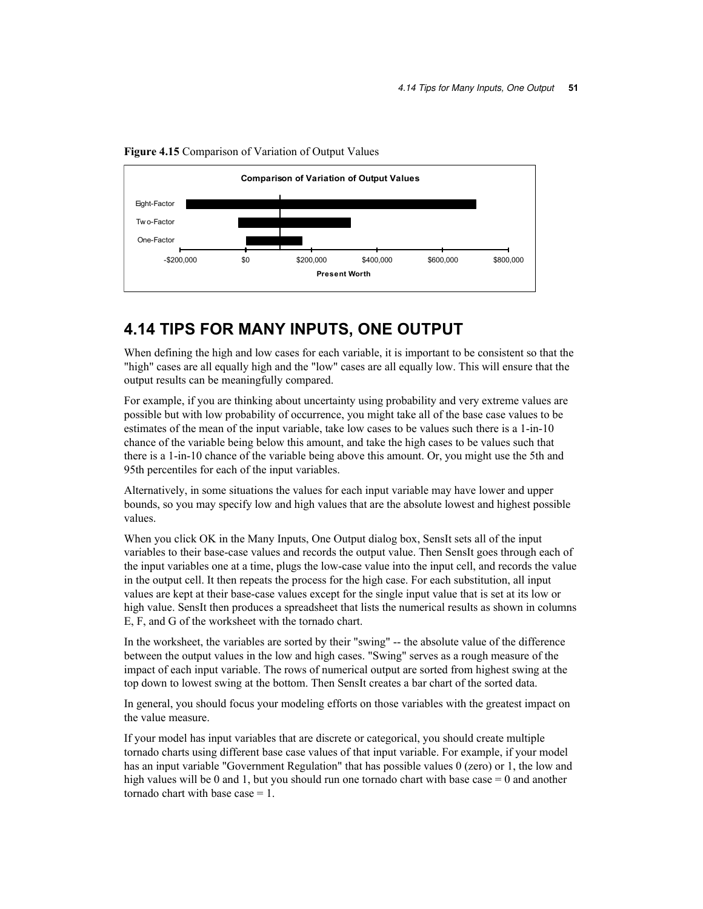**Figure 4.15** Comparison of Variation of Output Values

## 4.14 TIPS FOR MANY INPUTS, ONE OUTPUT

When defining the high and low cases for each variable, it is important to be consistent so that the "high" cases are all equally high and the "low" cases are all equally low. This will ensure that the output results can be meaningfully compared.

For example, if you are thinking about uncertainty using probability and very extreme values are possible but with low probability of occurrence, you might take all of the base case values to be estimates of the mean of the input variable, take low cases to be values such there is a 1-in-10 chance of the variable being below this amount, and take the high cases to be values such that there is a 1-in-10 chance of the variable being above this amount. Or, you might use the 5th and 95th percentiles for each of the input variables.

Alternatively, in some situations the values for each input variable may have lower and upper bounds, so you may specify low and high values that are the absolute lowest and highest possible values.

When you click OK in the Many Inputs, One Output dialog box, SensIt sets all of the input variables to their base-case values and records the output value. Then SensIt goes through each of the input variables one at a time, plugs the low-case value into the input cell, and records the value in the output cell. It then repeats the process for the high case. For each substitution, all input values are kept at their base-case values except for the single input value that is set at its low or high value. SensIt then produces a spreadsheet that lists the numerical results as shown in columns E, F, and G of the worksheet with the tornado chart.

In the worksheet, the variables are sorted by their "swing" -- the absolute value of the difference between the output values in the low and high cases. "Swing" serves as a rough measure of the impact of each input variable. The rows of numerical output are sorted from highest swing at the top down to lowest swing at the bottom. Then SensIt creates a bar chart of the sorted data.

In general, you should focus your modeling efforts on those variables with the greatest impact on the value measure.

If your model has input variables that are discrete or categorical, you should create multiple tornado charts using different base case values of that input variable. For example, if your model has an input variable "Government Regulation" that has possible values 0 (zero) or 1, the low and high values will be 0 and 1, but you should run one tornado chart with base case = 0 and another tornado chart with base case = 1.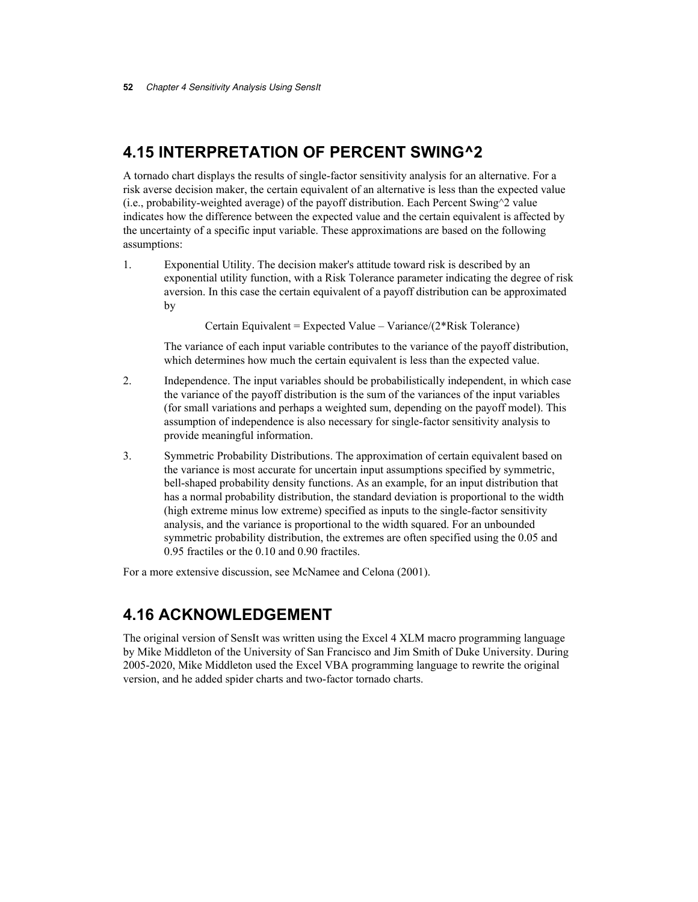## 4.15 INTERPRETATION OF PERCENT SWING^2

A tornado chart displays the results of single-factor sensitivity analysis for an alternative. For a risk averse decision maker, the certain equivalent of an alternative is less than the expected value (i.e., probability-weighted average) of the payoff distribution. Each Percent Swing^2 value indicates how the difference between the expected value and the certain equivalent is affected by the uncertainty of a specific input variable. These approximations are based on the following assumptions:

1. Exponential Utility. The decision maker's attitude toward risk is described by an exponential utility function, with a Risk Tolerance parameter indicating the degree of risk aversion. In this case the certain equivalent of a payoff distribution can be approximated by

   Certain Equivalent = Expected Value – Variance/(2*Risk Tolerance)

   The variance of each input variable contributes to the variance of the payoff distribution, which determines how much the certain equivalent is less than the expected value.

2. Independence. The input variables should be probabilistically independent, in which case the variance of the payoff distribution is the sum of the variances of the input variables (for small variations and perhaps a weighted sum, depending on the payoff model). This assumption of independence is also necessary for single-factor sensitivity analysis to provide meaningful information.

3. Symmetric Probability Distributions. The approximation of certain equivalent based on the variance is most accurate for uncertain input assumptions specified by symmetric, bell-shaped probability density functions. As an example, for an input distribution that has a normal probability distribution, the standard deviation is proportional to the width (high extreme minus low extreme) specified as inputs to the single-factor sensitivity analysis, and the variance is proportional to the width squared. For an unbounded symmetric probability distribution, the extremes are often specified using the 0.05 and 0.95 fractiles or the 0.10 and 0.90 fractiles.

For a more extensive discussion, see McNamee and Celona (2001).

## 4.16 ACKNOWLEDGEMENT

The original version of SensIt was written using the Excel 4 XLM macro programming language by Mike Middleton of the University of San Francisco and Jim Smith of Duke University. During 2005-2020, Mike Middleton used the Excel VBA programming language to rewrite the original version, and he added spider charts and two-factor tornado charts.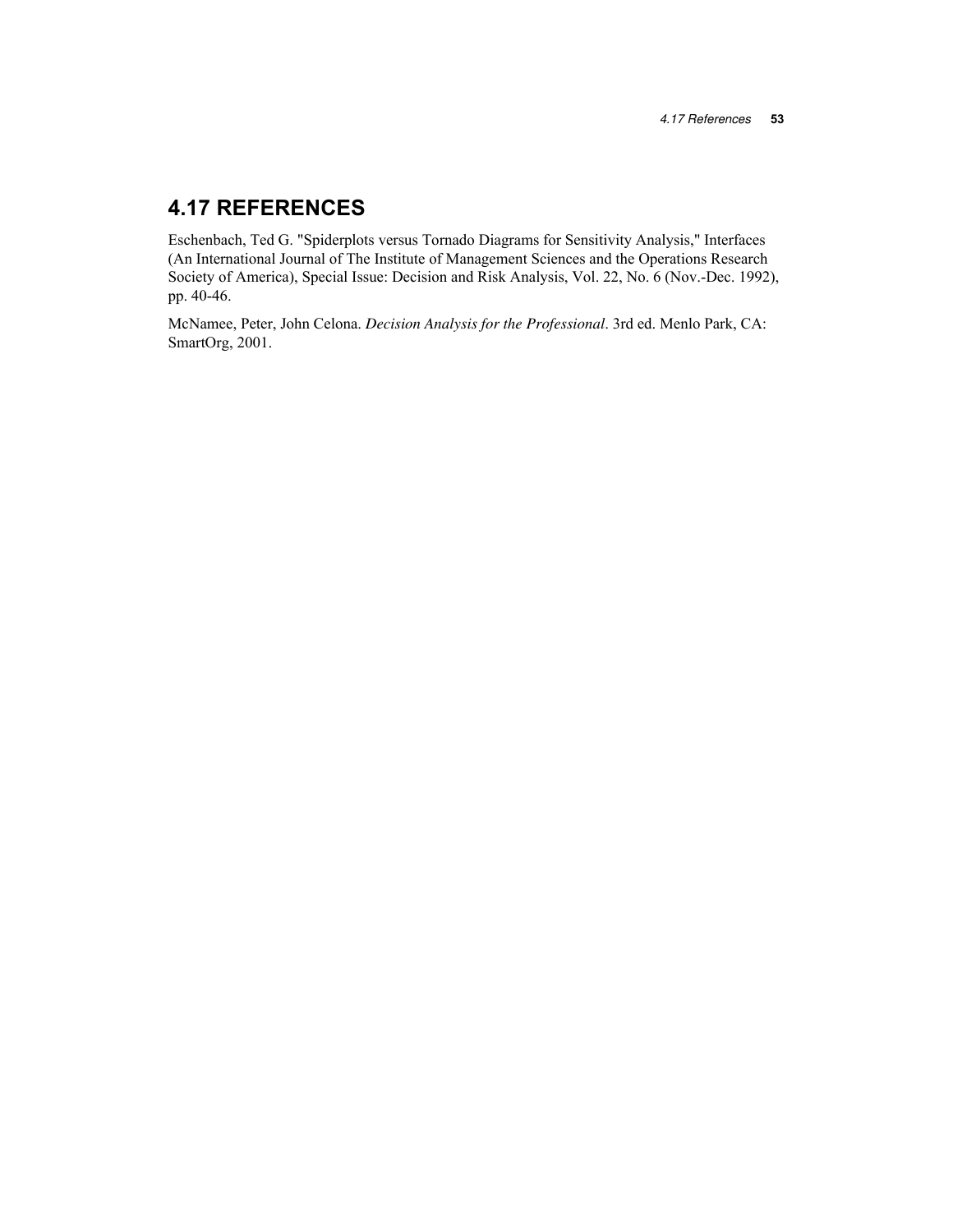## 4.17 REFERENCES

Eschenbach, Ted G. "Spiderplots versus Tornado Diagrams for Sensitivity Analysis," Interfaces (An International Journal of The Institute of Management Sciences and the Operations Research Society of America), Special Issue: Decision and Risk Analysis, Vol. 22, No. 6 (Nov.-Dec. 1992), pp. 40-46.

McNamee, Peter, John Celona. *Decision Analysis for the Professional*. 3rd ed. Menlo Park, CA: SmartOrg, 2001.